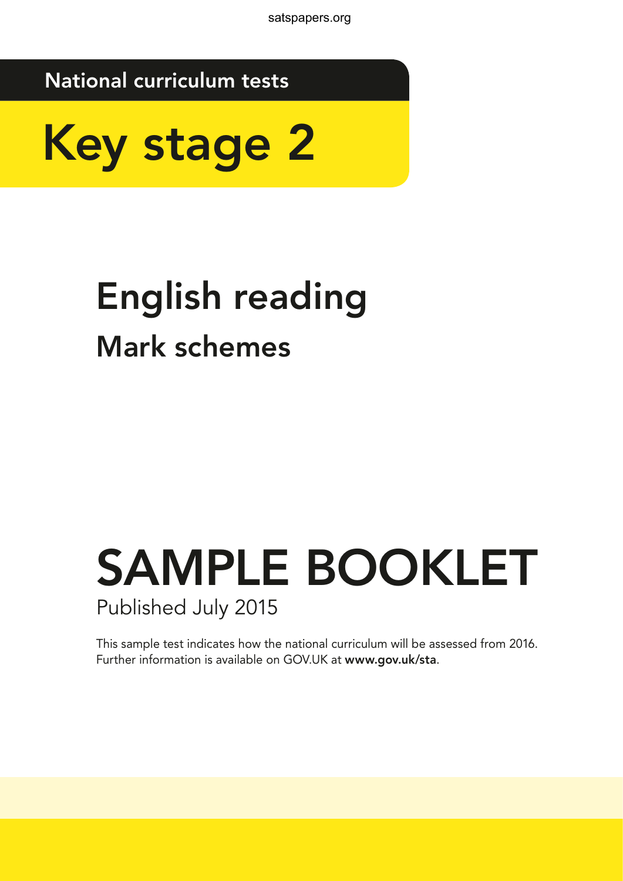National curriculum tests

# Key stage 2

# English reading

## Mark schemes

# SAMPLE BOOKLET

Published July 2015

This sample test indicates how the national curriculum will be assessed from 2016. Further information is available on GOV.UK at **www.gov.uk/sta**.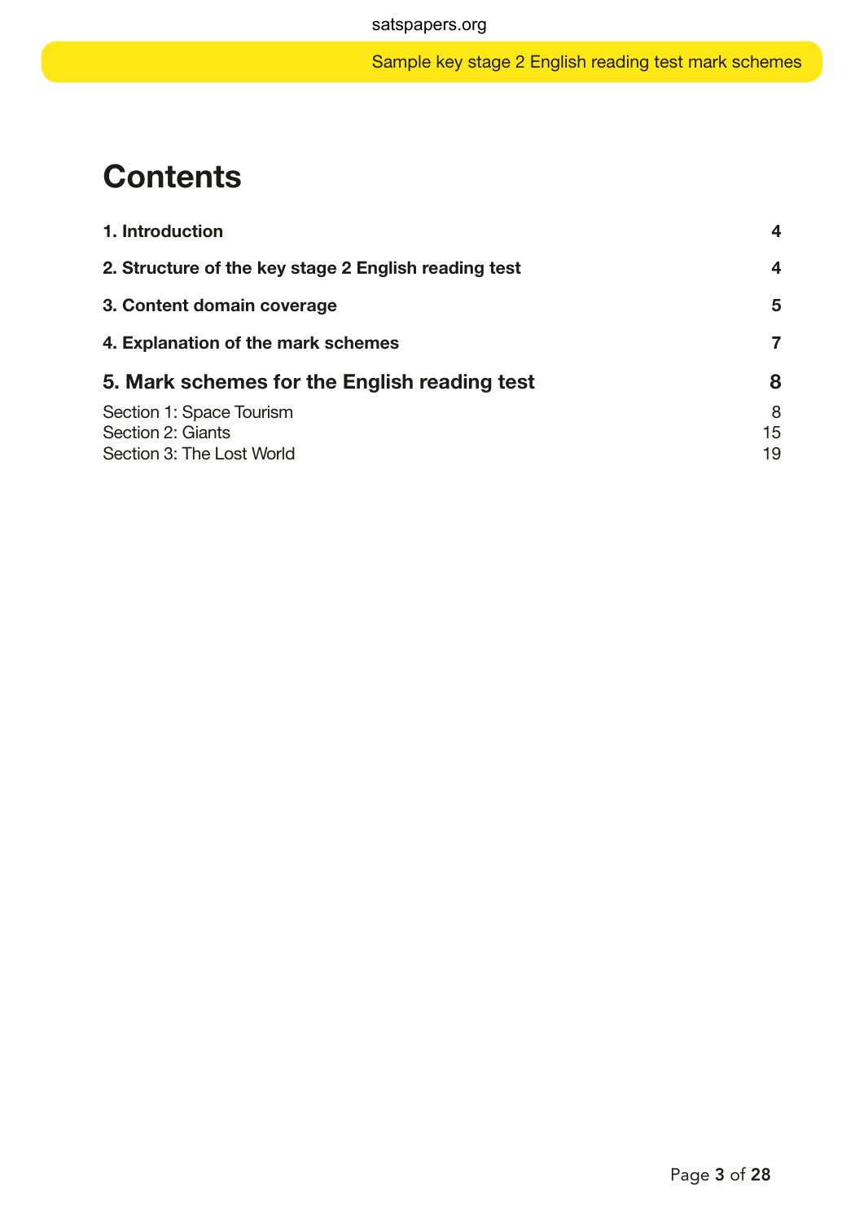# Contents

| | |
|---|---|
| **1. Introduction** | **4** |
| **2. Structure of the key stage 2 English reading test** | **4** |
| **3. Content domain coverage** | **5** |
| **4. Explanation of the mark schemes** | **7** |
| **5. Mark schemes for the English reading test** | **8** |
| Section 1: Space Tourism | 8 |
| Section 2: Giants | 15 |
| Section 3: The Lost World | 19 |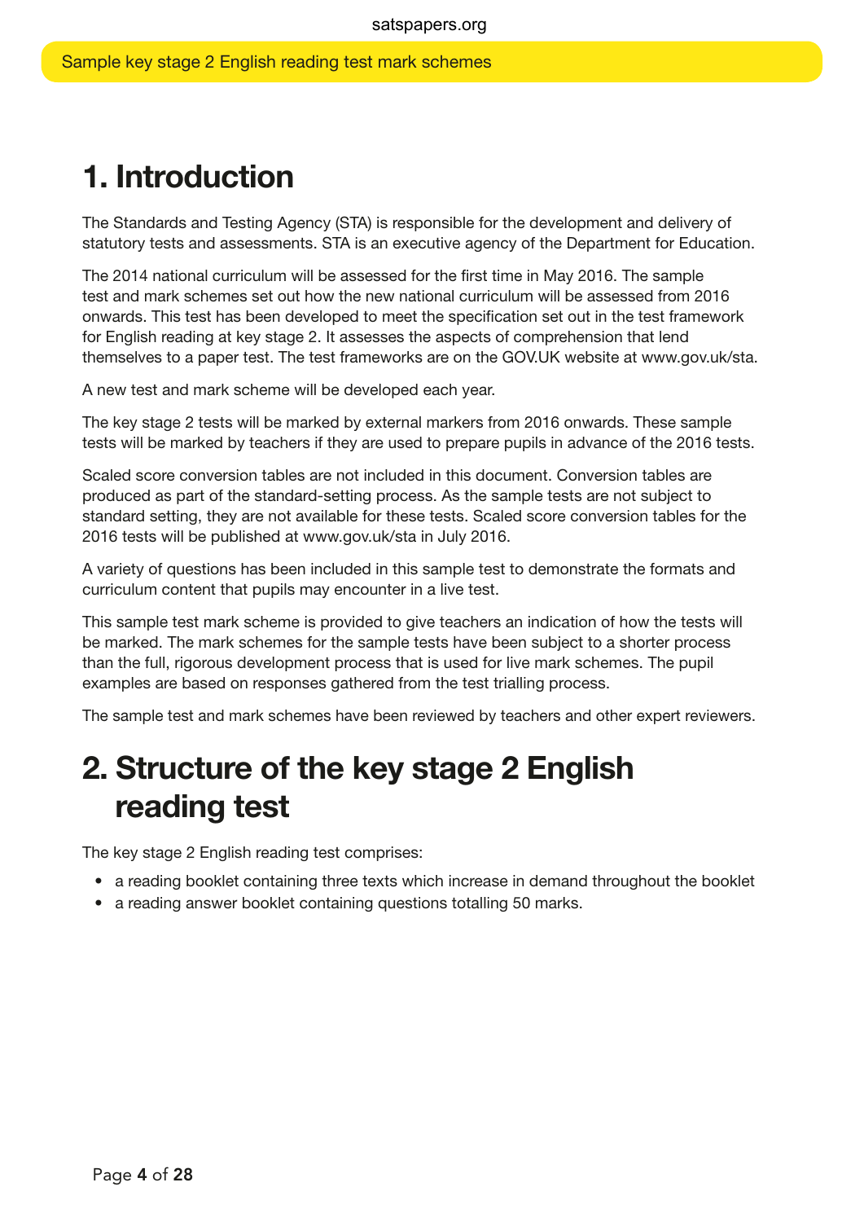# 1. Introduction

The Standards and Testing Agency (STA) is responsible for the development and delivery of statutory tests and assessments. STA is an executive agency of the Department for Education.

The 2014 national curriculum will be assessed for the first time in May 2016. The sample test and mark schemes set out how the new national curriculum will be assessed from 2016 onwards. This test has been developed to meet the specification set out in the test framework for English reading at key stage 2. It assesses the aspects of comprehension that lend themselves to a paper test. The test frameworks are on the GOV.UK website at www.gov.uk/sta.

A new test and mark scheme will be developed each year.

The key stage 2 tests will be marked by external markers from 2016 onwards. These sample tests will be marked by teachers if they are used to prepare pupils in advance of the 2016 tests.

Scaled score conversion tables are not included in this document. Conversion tables are produced as part of the standard-setting process. As the sample tests are not subject to standard setting, they are not available for these tests. Scaled score conversion tables for the 2016 tests will be published at www.gov.uk/sta in July 2016.

A variety of questions has been included in this sample test to demonstrate the formats and curriculum content that pupils may encounter in a live test.

This sample test mark scheme is provided to give teachers an indication of how the tests will be marked. The mark schemes for the sample tests have been subject to a shorter process than the full, rigorous development process that is used for live mark schemes. The pupil examples are based on responses gathered from the test trialling process.

The sample test and mark schemes have been reviewed by teachers and other expert reviewers.

# 2. Structure of the key stage 2 English reading test

The key stage 2 English reading test comprises:

- a reading booklet containing three texts which increase in demand throughout the booklet
- a reading answer booklet containing questions totalling 50 marks.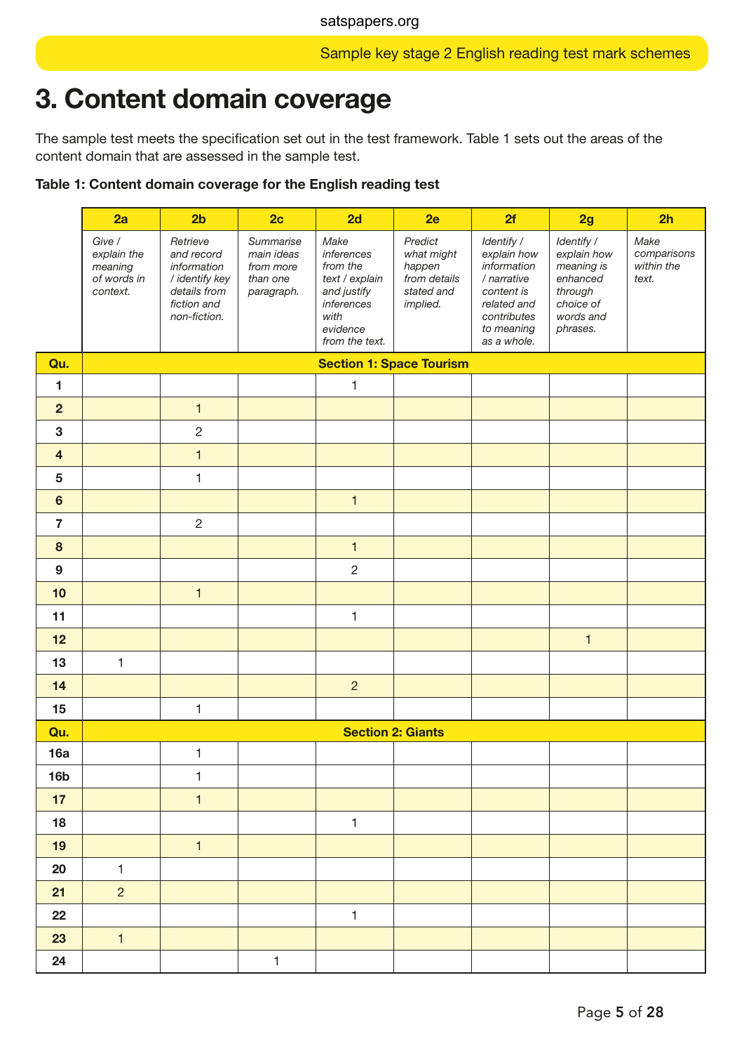# 3. Content domain coverage

The sample test meets the specification set out in the test framework. Table 1 sets out the areas of the content domain that are assessed in the sample test.

**Table 1: Content domain coverage for the English reading test**

| | 2a | 2b | 2c | 2d | 2e | 2f | 2g | 2h |
|---|---|---|---|---|---|---|---|---|
| | *Give / explain the meaning of words in context.* | *Retrieve and record information / identify key details from fiction and non-fiction.* | *Summarise main ideas from more than one paragraph.* | *Make inferences from the text / explain and justify inferences with evidence from the text.* | *Predict what might happen from details stated and implied.* | *Identify / explain how information / narrative content is related and contributes to meaning as a whole.* | *Identify / explain how meaning is enhanced through choice of words and phrases.* | *Make comparisons within the text.* |
| **Qu.** | **Section 1: Space Tourism** | | | | | | | |
| **1** | | | | 1 | | | | |
| **2** | | 1 | | | | | | |
| **3** | | 2 | | | | | | |
| **4** | | 1 | | | | | | |
| **5** | | 1 | | | | | | |
| **6** | | | | 1 | | | | |
| **7** | | 2 | | | | | | |
| **8** | | | | 1 | | | | |
| **9** | | | | 2 | | | | |
| **10** | | 1 | | | | | | |
| **11** | | | | 1 | | | | |
| **12** | | | | | | | 1 | |
| **13** | 1 | | | | | | | |
| **14** | | | | 2 | | | | |
| **15** | | 1 | | | | | | |
| **Qu.** | **Section 2: Giants** | | | | | | | |
| **16a** | | 1 | | | | | | |
| **16b** | | 1 | | | | | | |
| **17** | | 1 | | | | | | |
| **18** | | | | 1 | | | | |
| **19** | | 1 | | | | | | |
| **20** | 1 | | | | | | | |
| **21** | 2 | | | | | | | |
| **22** | | | | 1 | | | | |
| **23** | 1 | | | | | | | |
| **24** | | | 1 | | | | | |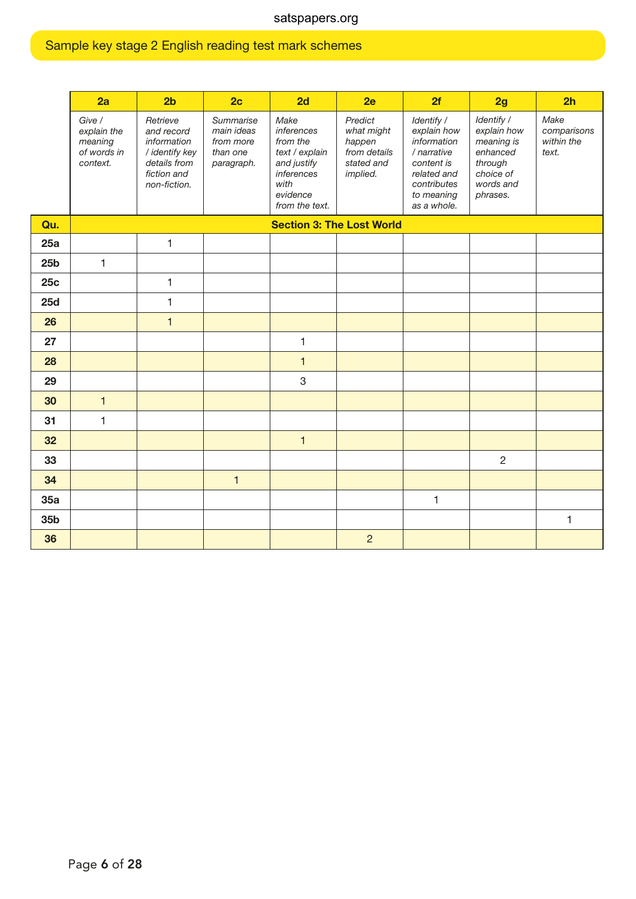## Sample key stage 2 English reading test mark schemes

| | 2a | 2b | 2c | 2d | 2e | 2f | 2g | 2h |
|---|---|---|---|---|---|---|---|---|
| | *Give / explain the meaning of words in context.* | *Retrieve and record information / identify key details from fiction and non-fiction.* | *Summarise main ideas from more than one paragraph.* | *Make inferences from the text / explain and justify inferences with evidence from the text.* | *Predict what might happen from details stated and implied.* | *Identify / explain how information / narrative content is related and contributes to meaning as a whole.* | *Identify / explain how meaning is enhanced through choice of words and phrases.* | *Make comparisons within the text.* |
| **Qu.** | **Section 3: The Lost World** | | | | | | | |
| **25a** | | 1 | | | | | | |
| **25b** | 1 | | | | | | | |
| **25c** | | 1 | | | | | | |
| **25d** | | 1 | | | | | | |
| **26** | | 1 | | | | | | |
| **27** | | | | 1 | | | | |
| **28** | | | | 1 | | | | |
| **29** | | | | 3 | | | | |
| **30** | 1 | | | | | | | |
| **31** | 1 | | | | | | | |
| **32** | | | | 1 | | | | |
| **33** | | | | | | | 2 | |
| **34** | | | 1 | | | | | |
| **35a** | | | | | | 1 | | |
| **35b** | | | | | | | | 1 |
| **36** | | | | | 2 | | | |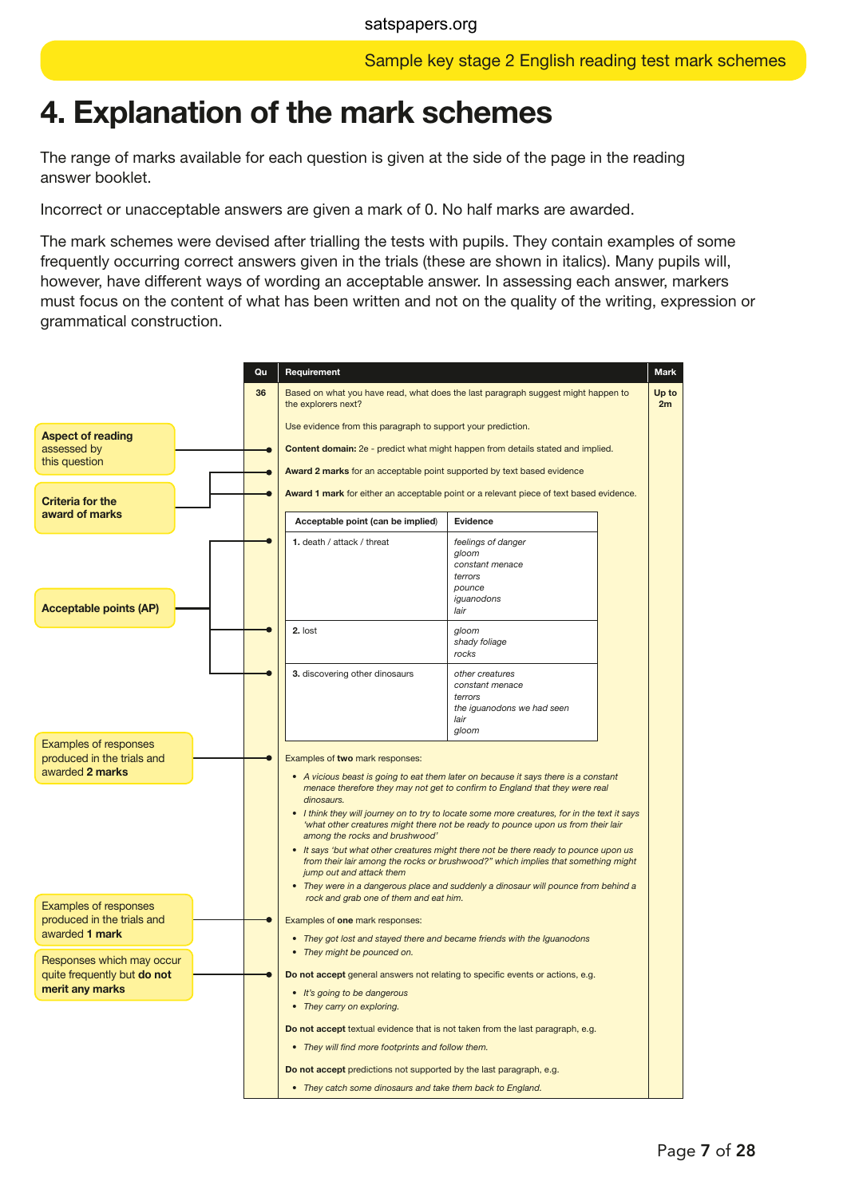# 4. Explanation of the mark schemes

The range of marks available for each question is given at the side of the page in the reading answer booklet.

Incorrect or unacceptable answers are given a mark of 0. No half marks are awarded.

The mark schemes were devised after trialling the tests with pupils. They contain examples of some frequently occurring correct answers given in the trials (these are shown in italics). Many pupils will, however, have different ways of wording an acceptable answer. In assessing each answer, markers must focus on the content of what has been written and not on the quality of the writing, expression or grammatical construction.

Annotations (left side of the example):

- **Aspect of reading** assessed by this question → Content domain
- **Criteria for the award of marks** → Award 2 marks / Award 1 mark
- **Acceptable points (AP)** → points 1, 2, 3 in the table
- Examples of responses produced in the trials and awarded **2 marks**
- Examples of responses produced in the trials and awarded **1 mark**
- Responses which may occur quite frequently but **do not merit any marks**

| Qu | Requirement | Mark |
|---|---|---|
| 36 | Based on what you have read, what does the last paragraph suggest might happen to the explorers next? | Up to 2m |

Use evidence from this paragraph to support your prediction.

**Content domain:** 2e - predict what might happen from details stated and implied.

**Award 2 marks** for an acceptable point supported by text based evidence

**Award 1 mark** for either an acceptable point or a relevant piece of text based evidence.

| Acceptable point (can be implied) | Evidence |
|---|---|
| **1.** death / attack / threat | *feelings of danger*<br>*gloom*<br>*constant menace*<br>*terrors*<br>*pounce*<br>*iguanodons*<br>*lair* |
| **2.** lost | *gloom*<br>*shady foliage*<br>*rocks* |
| **3.** discovering other dinosaurs | *other creatures*<br>*constant menace*<br>*terrors*<br>*the iguanodons we had seen*<br>*lair*<br>*gloom* |

Examples of **two** mark responses:

- *A vicious beast is going to eat them later on because it says there is a constant menace therefore they may not get to confirm to England that they were real dinosaurs.*
- *I think they will journey on to try to locate some more creatures, for in the text it says 'what other creatures might there not be ready to pounce upon us from their lair among the rocks and brushwood'*
- *It says 'but what other creatures might there not be there ready to pounce upon us from their lair among the rocks or brushwood?" which implies that something might jump out and attack them*
- *They were in a dangerous place and suddenly a dinosaur will pounce from behind a rock and grab one of them and eat him.*

Examples of **one** mark responses:

- *They got lost and stayed there and became friends with the Iguanodons*
- *They might be pounced on.*

**Do not accept** general answers not relating to specific events or actions, e.g.

- *It's going to be dangerous*
- *They carry on exploring.*

**Do not accept** textual evidence that is not taken from the last paragraph, e.g.

- *They will find more footprints and follow them.*

**Do not accept** predictions not supported by the last paragraph, e.g.

- *They catch some dinosaurs and take them back to England.*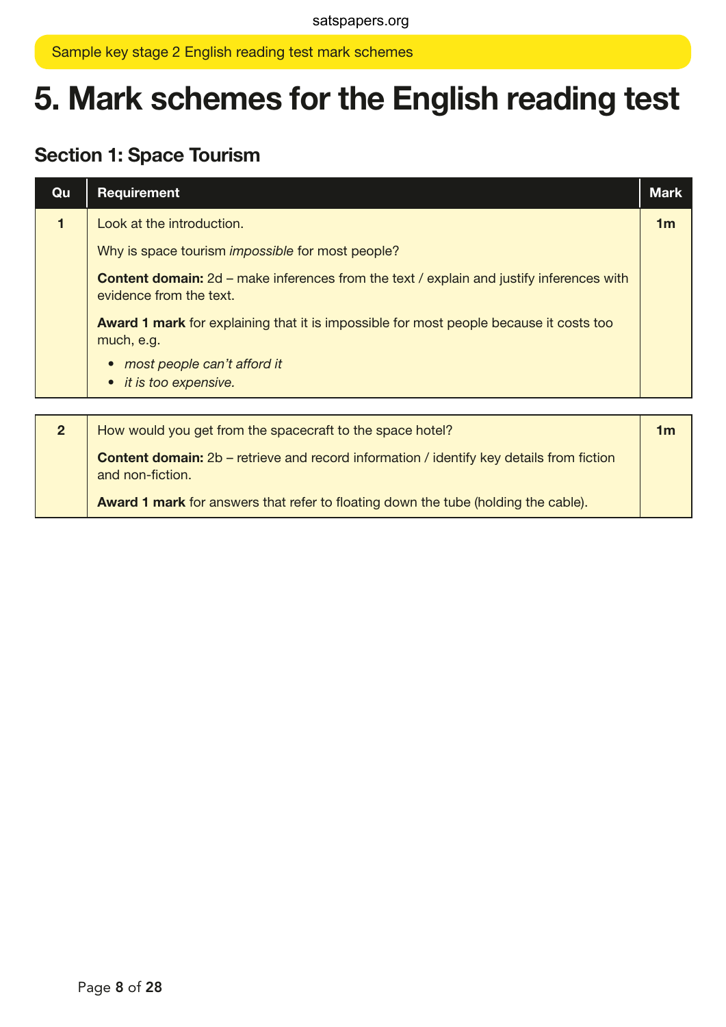# 5. Mark schemes for the English reading test

## Section 1: Space Tourism

| Qu | Requirement | Mark |
|---|---|---|
| **1** | Look at the introduction.<br><br>Why is space tourism *impossible* for most people?<br><br>**Content domain:** 2d – make inferences from the text / explain and justify inferences with evidence from the text.<br><br>**Award 1 mark** for explaining that it is impossible for most people because it costs too much, e.g.<br>• *most people can't afford it*<br>• *it is too expensive.* | **1m** |
| **2** | How would you get from the spacecraft to the space hotel?<br><br>**Content domain:** 2b – retrieve and record information / identify key details from fiction and non-fiction.<br><br>**Award 1 mark** for answers that refer to floating down the tube (holding the cable). | **1m** |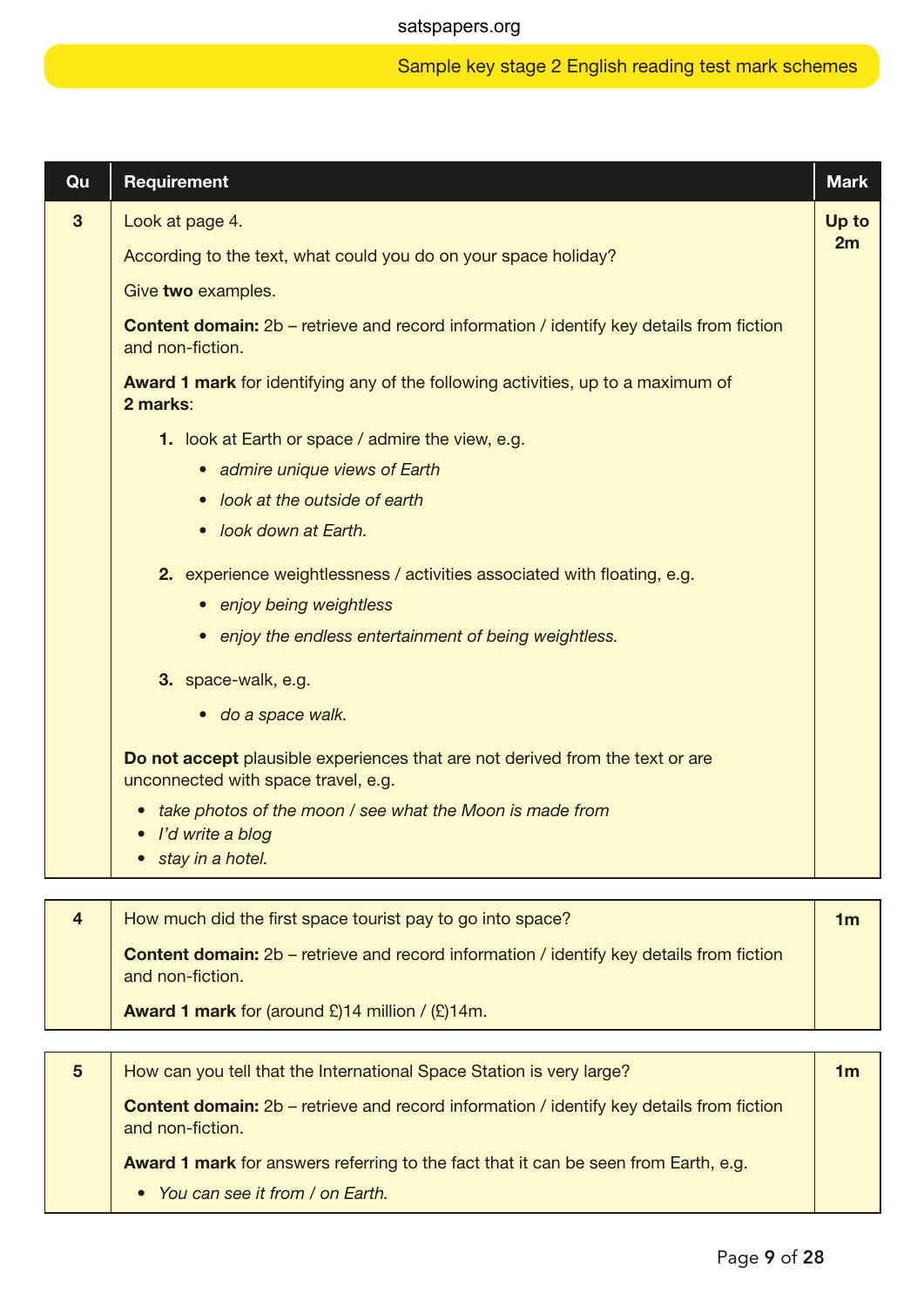| Qu | Requirement | Mark |
|---|---|---|
| **3** | Look at page 4.<br><br>According to the text, what could you do on your space holiday?<br><br>Give **two** examples.<br><br>**Content domain:** 2b – retrieve and record information / identify key details from fiction and non-fiction.<br><br>**Award 1 mark** for identifying any of the following activities, up to a maximum of **2 marks**:<br><br>**1.** look at Earth or space / admire the view, e.g.<br>• *admire unique views of Earth*<br>• *look at the outside of earth*<br>• *look down at Earth.*<br><br>**2.** experience weightlessness / activities associated with floating, e.g.<br>• *enjoy being weightless*<br>• *enjoy the endless entertainment of being weightless.*<br><br>**3.** space-walk, e.g.<br>• *do a space walk.*<br><br>**Do not accept** plausible experiences that are not derived from the text or are unconnected with space travel, e.g.<br>• *take photos of the moon / see what the Moon is made from*<br>• *I'd write a blog*<br>• *stay in a hotel.* | **Up to 2m** |

| Qu | Requirement | Mark |
|---|---|---|
| **4** | How much did the first space tourist pay to go into space?<br><br>**Content domain:** 2b – retrieve and record information / identify key details from fiction and non-fiction.<br><br>**Award 1 mark** for (around £)14 million / (£)14m. | **1m** |

| Qu | Requirement | Mark |
|---|---|---|
| **5** | How can you tell that the International Space Station is very large?<br><br>**Content domain:** 2b – retrieve and record information / identify key details from fiction and non-fiction.<br><br>**Award 1 mark** for answers referring to the fact that it can be seen from Earth, e.g.<br>• *You can see it from / on Earth.* | **1m** |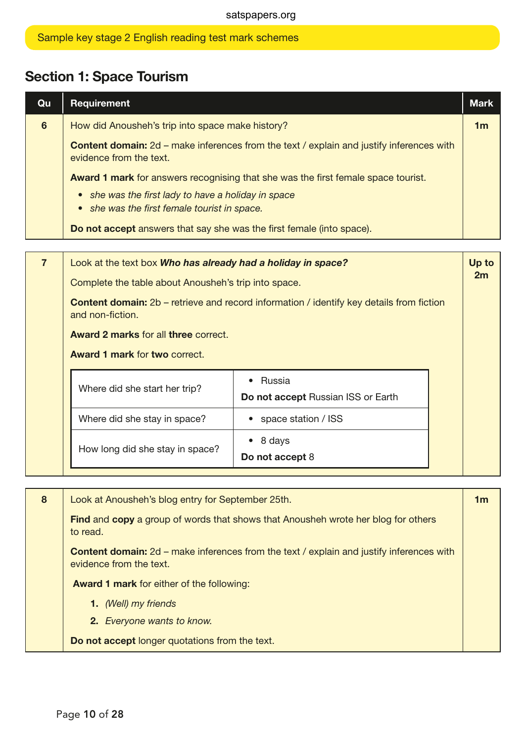## Section 1: Space Tourism

| Qu | Requirement | Mark |
|---|---|---|
| 6 | How did Anousheh's trip into space make history?<br><br>**Content domain:** 2d – make inferences from the text / explain and justify inferences with evidence from the text.<br><br>**Award 1 mark** for answers recognising that she was the first female space tourist.<br>• *she was the first lady to have a holiday in space*<br>• *she was the first female tourist in space.*<br><br>**Do not accept** answers that say she was the first female (into space). | 1m |

| Qu | Requirement | Mark |
|---|---|---|
| 7 | Look at the text box ***Who has already had a holiday in space?***<br><br>Complete the table about Anousheh's trip into space.<br><br>**Content domain:** 2b – retrieve and record information / identify key details from fiction and non-fiction.<br><br>**Award 2 marks** for all **three** correct.<br><br>**Award 1 mark** for **two** correct. | Up to 2m |

| Where did she start her trip? | • Russia<br>**Do not accept** Russian ISS or Earth |
|---|---|
| Where did she stay in space? | • space station / ISS |
| How long did she stay in space? | • 8 days<br>**Do not accept** 8 |

| Qu | Requirement | Mark |
|---|---|---|
| 8 | Look at Anousheh's blog entry for September 25th.<br><br>**Find** and **copy** a group of words that shows that Anousheh wrote her blog for others to read.<br><br>**Content domain:** 2d – make inferences from the text / explain and justify inferences with evidence from the text.<br><br>**Award 1 mark** for either of the following:<br>1. *(Well) my friends*<br>2. *Everyone wants to know.*<br><br>**Do not accept** longer quotations from the text. | 1m |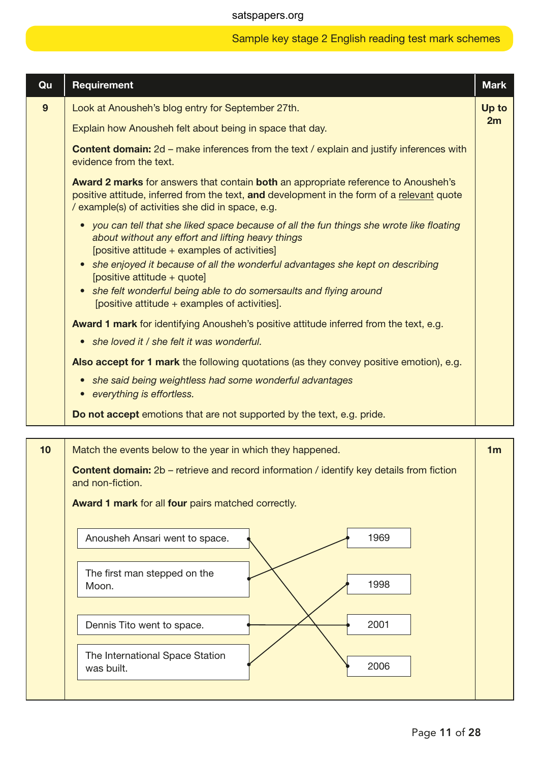| Qu | Requirement | Mark |
|---|---|---|
| 9 | Look at Anousheh's blog entry for September 27th.<br><br>Explain how Anousheh felt about being in space that day.<br><br>**Content domain:** 2d – make inferences from the text / explain and justify inferences with evidence from the text.<br><br>**Award 2 marks** for answers that contain **both** an appropriate reference to Anousheh's positive attitude, inferred from the text, **and** development in the form of a relevant quote / example(s) of activities she did in space, e.g.<br><br>• *you can tell that she liked space because of all the fun things she wrote like floating about without any effort and lifting heavy things* [positive attitude + examples of activities]<br>• *she enjoyed it because of all the wonderful advantages she kept on describing* [positive attitude + quote]<br>• *she felt wonderful being able to do somersaults and flying around* [positive attitude + examples of activities].<br><br>**Award 1 mark** for identifying Anousheh's positive attitude inferred from the text, e.g.<br><br>• *she loved it / she felt it was wonderful.*<br><br>**Also accept for 1 mark** the following quotations (as they convey positive emotion), e.g.<br><br>• *she said being weightless had some wonderful advantages*<br>• *everything is effortless.*<br><br>**Do not accept** emotions that are not supported by the text, e.g. pride. | Up to 2m |

| Qu | Requirement | Mark |
|---|---|---|
| 10 | Match the events below to the year in which they happened.<br><br>**Content domain:** 2b – retrieve and record information / identify key details from fiction and non-fiction.<br><br>**Award 1 mark** for all **four** pairs matched correctly.<br><br>Anousheh Ansari went to space. → 2006<br>The first man stepped on the Moon. → 1969<br>Dennis Tito went to space. → 2001<br>The International Space Station was built. → 1998 | 1m |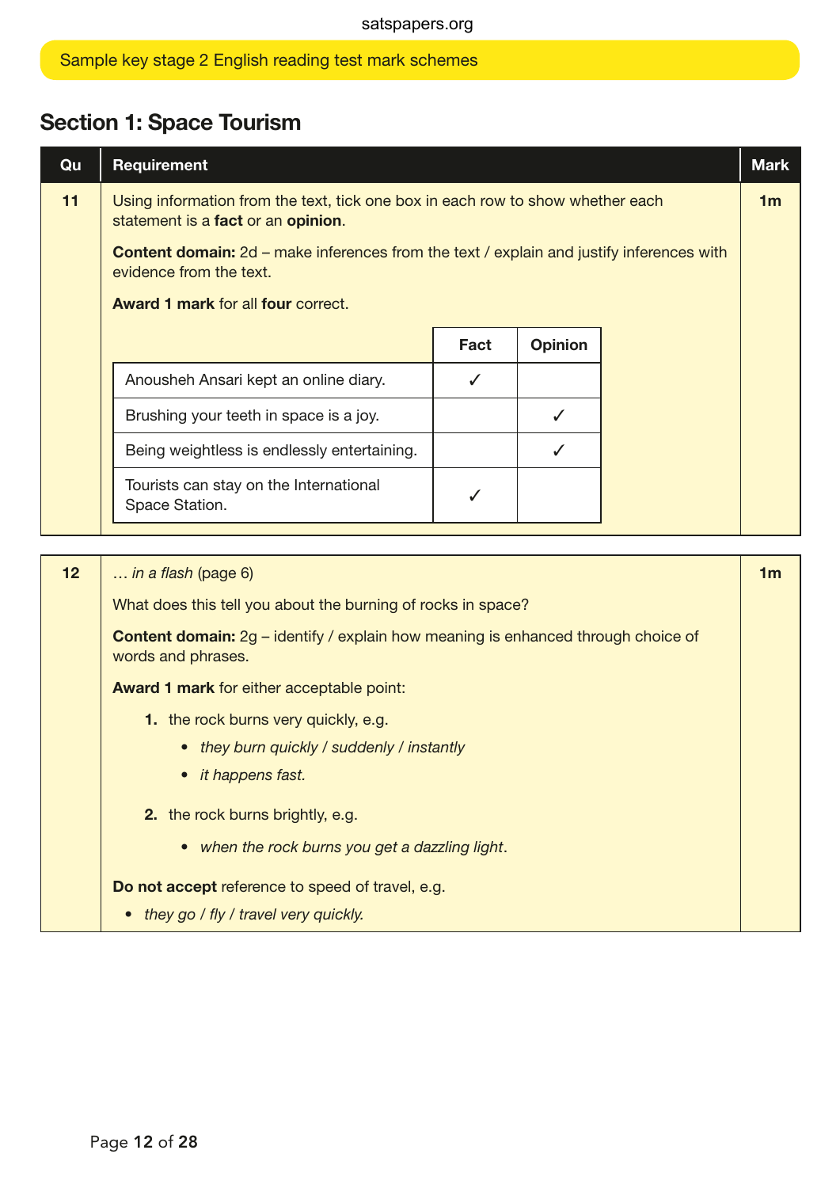## Section 1: Space Tourism

| Qu | Requirement | Mark |
|---|---|---|
| 11 | Using information from the text, tick one box in each row to show whether each statement is a **fact** or an **opinion**. | 1m |

**Content domain:** 2d – make inferences from the text / explain and justify inferences with evidence from the text.

**Award 1 mark** for all **four** correct.

| | Fact | Opinion |
|---|---|---|
| Anousheh Ansari kept an online diary. | ✓ | |
| Brushing your teeth in space is a joy. | | ✓ |
| Being weightless is endlessly entertaining. | | ✓ |
| Tourists can stay on the International Space Station. | ✓ | |

| Qu | Requirement | Mark |
|---|---|---|
| 12 | … *in a flash* (page 6) | 1m |

What does this tell you about the burning of rocks in space?

**Content domain:** 2g – identify / explain how meaning is enhanced through choice of words and phrases.

**Award 1 mark** for either acceptable point:

1. the rock burns very quickly, e.g.
   - *they burn quickly / suddenly / instantly*
   - *it happens fast.*

2. the rock burns brightly, e.g.
   - *when the rock burns you get a dazzling light*.

**Do not accept** reference to speed of travel, e.g.

- *they go / fly / travel very quickly.*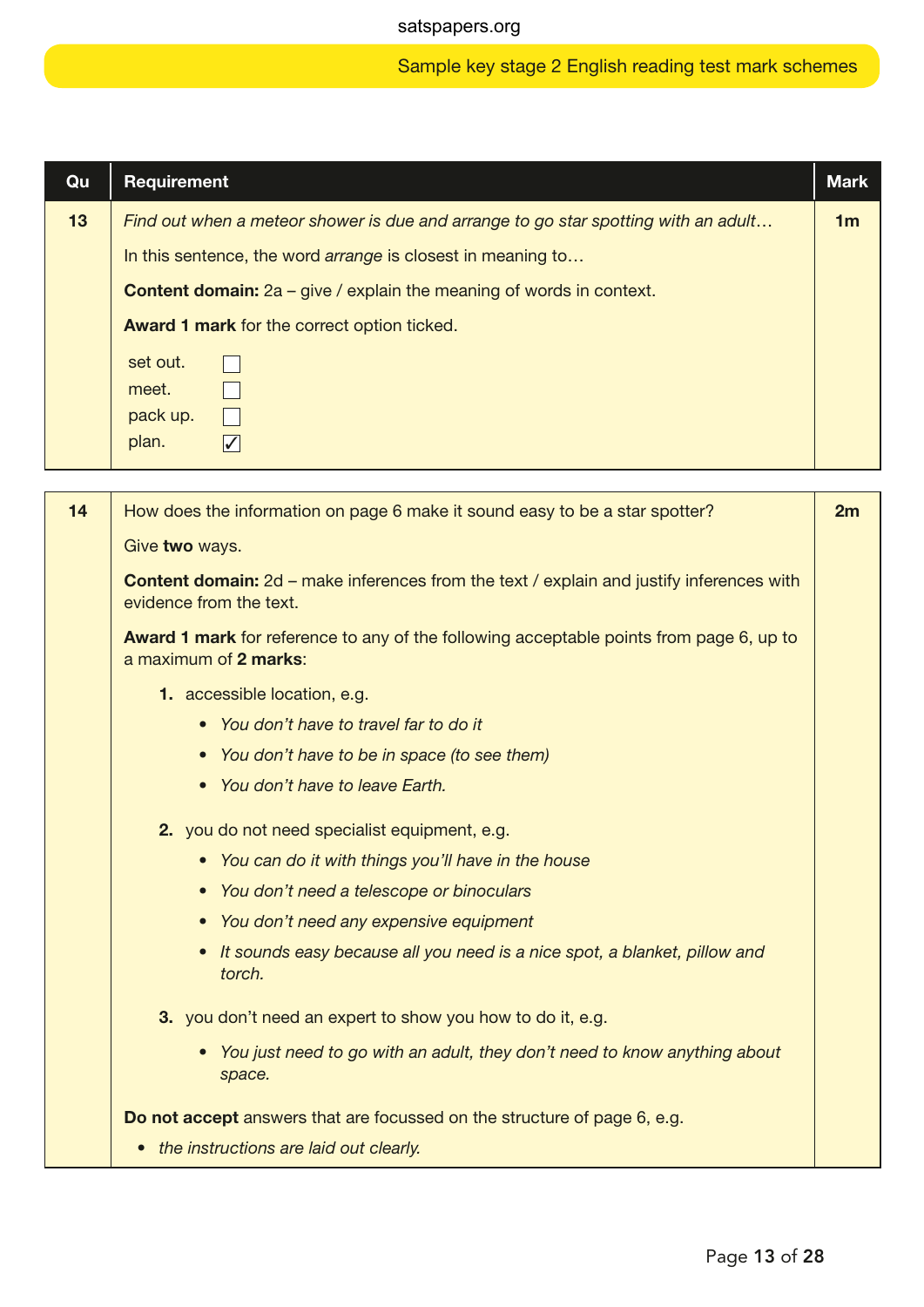| Qu | Requirement | Mark |
|---|---|---|
| 13 | *Find out when a meteor shower is due and arrange to go star spotting with an adult…*<br><br>In this sentence, the word *arrange* is closest in meaning to…<br><br>**Content domain:** 2a – give / explain the meaning of words in context.<br><br>**Award 1 mark** for the correct option ticked.<br><br>set out. ☐<br>meet. ☐<br>pack up. ☐<br>plan. ☑ | 1m |

| Qu | Requirement | Mark |
|---|---|---|
| 14 | How does the information on page 6 make it sound easy to be a star spotter?<br><br>Give **two** ways.<br><br>**Content domain:** 2d – make inferences from the text / explain and justify inferences with evidence from the text.<br><br>**Award 1 mark** for reference to any of the following acceptable points from page 6, up to a maximum of **2 marks**:<br><br>**1.** accessible location, e.g.<br>• *You don't have to travel far to do it*<br>• *You don't have to be in space (to see them)*<br>• *You don't have to leave Earth.*<br><br>**2.** you do not need specialist equipment, e.g.<br>• *You can do it with things you'll have in the house*<br>• *You don't need a telescope or binoculars*<br>• *You don't need any expensive equipment*<br>• *It sounds easy because all you need is a nice spot, a blanket, pillow and torch.*<br><br>**3.** you don't need an expert to show you how to do it, e.g.<br>• *You just need to go with an adult, they don't need to know anything about space.*<br><br>**Do not accept** answers that are focussed on the structure of page 6, e.g.<br>• *the instructions are laid out clearly.* | 2m |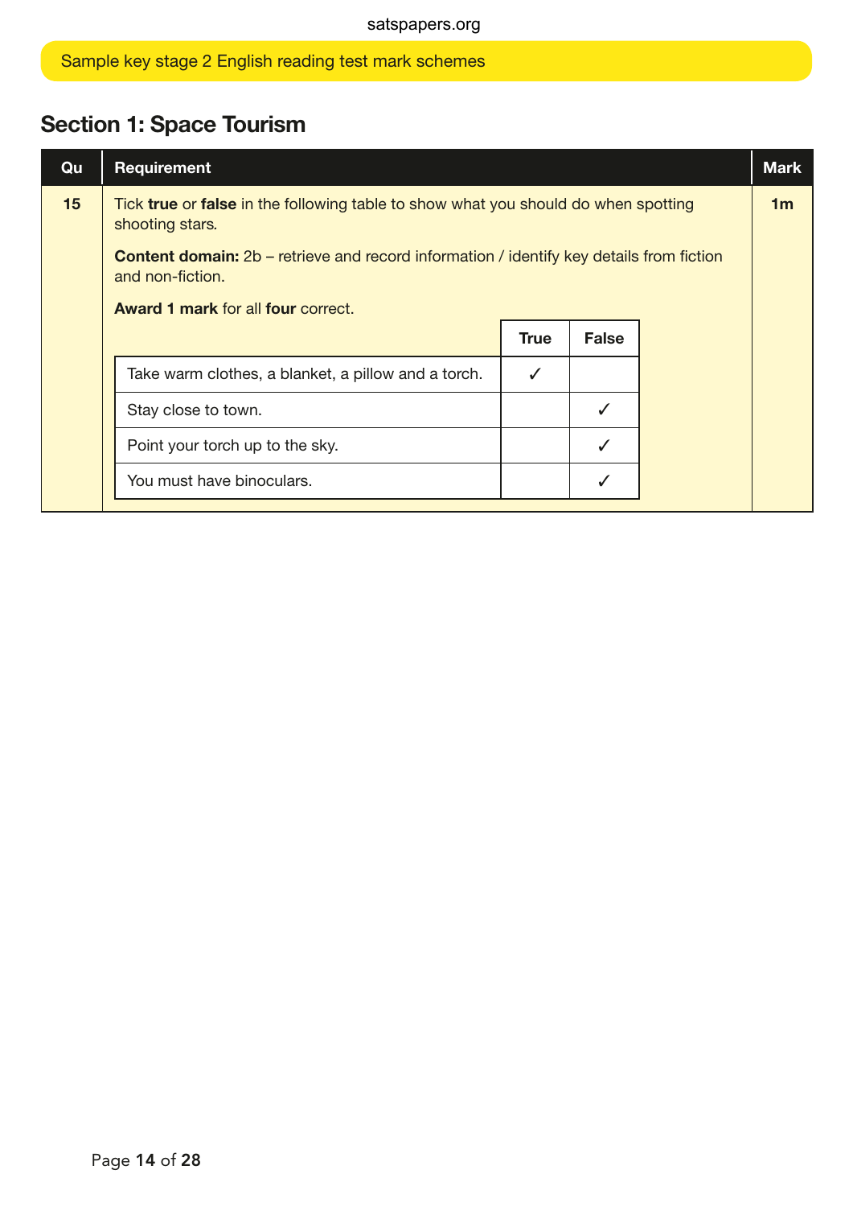## Section 1: Space Tourism

| Qu | Requirement | Mark |
|---|---|---|
| 15 | Tick **true** or **false** in the following table to show what you should do when spotting shooting stars.<br><br>**Content domain:** 2b – retrieve and record information / identify key details from fiction and non-fiction.<br><br>**Award 1 mark** for all **four** correct. | 1m |

| | True | False |
|---|---|---|
| Take warm clothes, a blanket, a pillow and a torch. | ✓ | |
| Stay close to town. | | ✓ |
| Point your torch up to the sky. | | ✓ |
| You must have binoculars. | | ✓ |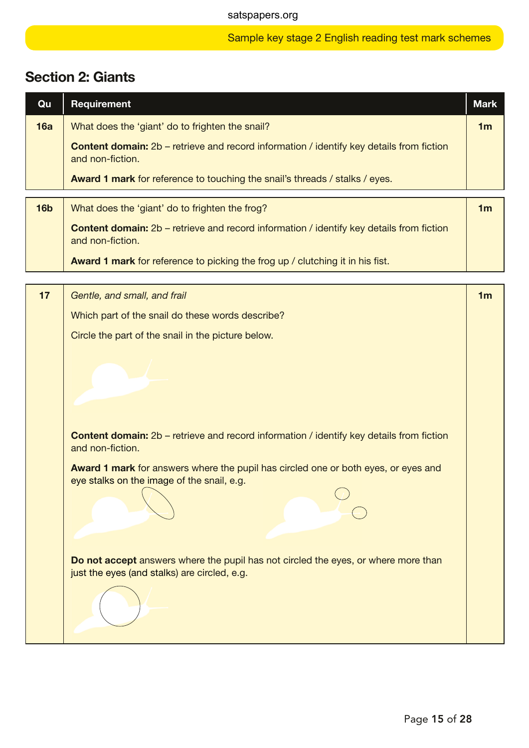## Section 2: Giants

| Qu | Requirement | Mark |
|---|---|---|
| 16a | What does the 'giant' do to frighten the snail?<br><br>**Content domain:** 2b – retrieve and record information / identify key details from fiction and non-fiction.<br><br>**Award 1 mark** for reference to touching the snail's threads / stalks / eyes. | 1m |

| Qu | Requirement | Mark |
|---|---|---|
| 16b | What does the 'giant' do to frighten the frog?<br><br>**Content domain:** 2b – retrieve and record information / identify key details from fiction and non-fiction.<br><br>**Award 1 mark** for reference to picking the frog up / clutching it in his fist. | 1m |

| Qu | Requirement | Mark |
|---|---|---|
| 17 | *Gentle, and small, and frail*<br><br>Which part of the snail do these words describe?<br><br>Circle the part of the snail in the picture below.<br><br>**Content domain:** 2b – retrieve and record information / identify key details from fiction and non-fiction.<br><br>**Award 1 mark** for answers where the pupil has circled one or both eyes, or eyes and eye stalks on the image of the snail, e.g.<br><br>**Do not accept** answers where the pupil has not circled the eyes, or where more than just the eyes (and stalks) are circled, e.g. | 1m |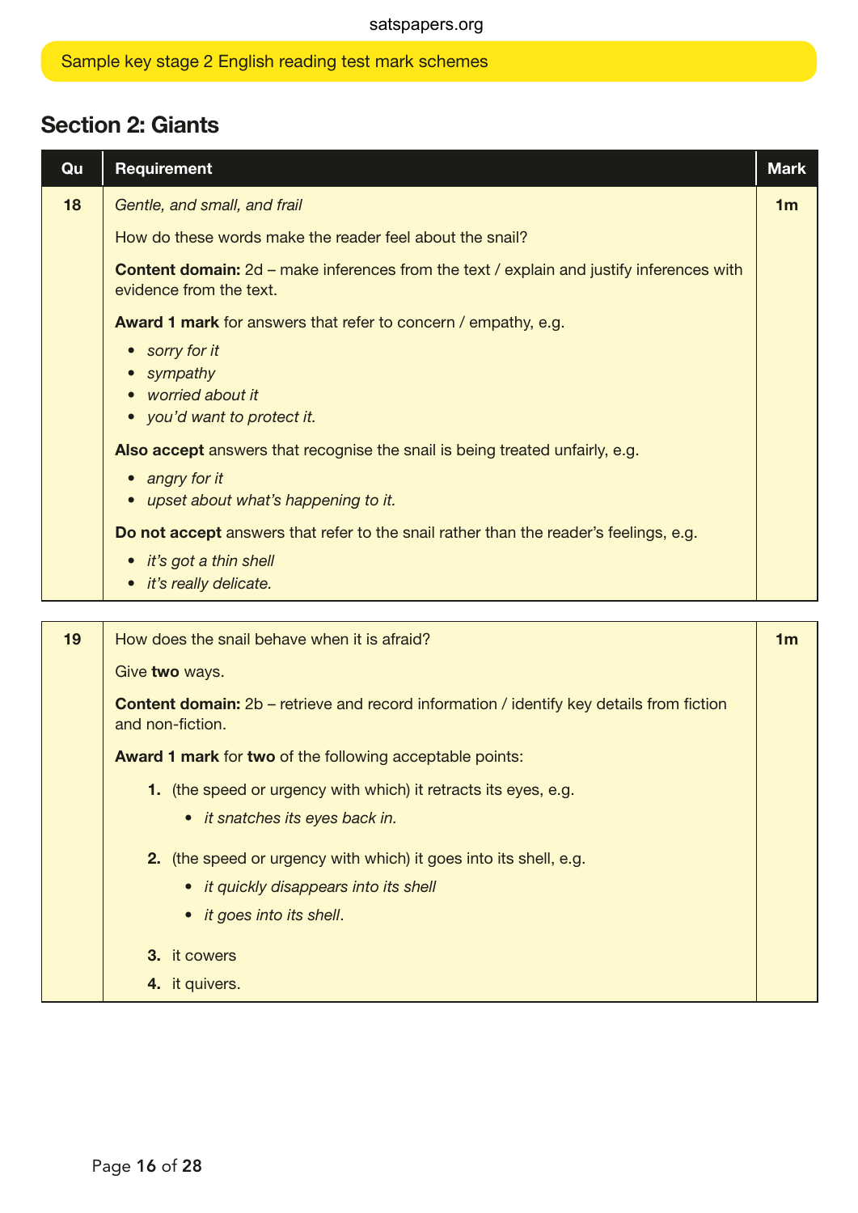## Section 2: Giants

| Qu | Requirement | Mark |
|---|---|---|
| 18 | *Gentle, and small, and frail*<br><br>How do these words make the reader feel about the snail?<br><br>**Content domain:** 2d – make inferences from the text / explain and justify inferences with evidence from the text.<br><br>**Award 1 mark** for answers that refer to concern / empathy, e.g.<br>• *sorry for it*<br>• *sympathy*<br>• *worried about it*<br>• *you'd want to protect it.*<br><br>**Also accept** answers that recognise the snail is being treated unfairly, e.g.<br>• *angry for it*<br>• *upset about what's happening to it.*<br><br>**Do not accept** answers that refer to the snail rather than the reader's feelings, e.g.<br>• *it's got a thin shell*<br>• *it's really delicate.* | 1m |

| Qu | Requirement | Mark |
|---|---|---|
| 19 | How does the snail behave when it is afraid?<br><br>Give **two** ways.<br><br>**Content domain:** 2b – retrieve and record information / identify key details from fiction and non-fiction.<br><br>**Award 1 mark** for **two** of the following acceptable points:<br><br>**1.** (the speed or urgency with which) it retracts its eyes, e.g.<br>• *it snatches its eyes back in.*<br><br>**2.** (the speed or urgency with which) it goes into its shell, e.g.<br>• *it quickly disappears into its shell*<br>• *it goes into its shell*.<br><br>**3.** it cowers<br>**4.** it quivers. | 1m |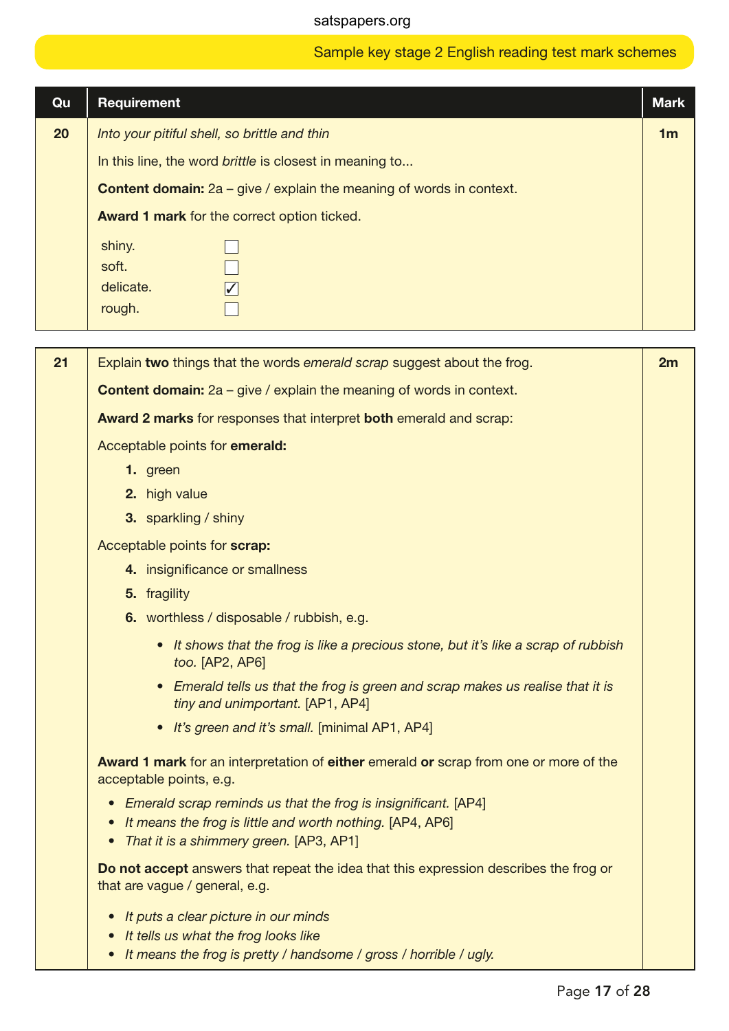| Qu | Requirement | Mark |
|---|---|---|
| 20 | *Into your pitiful shell, so brittle and thin*<br><br>In this line, the word *brittle* is closest in meaning to...<br><br>**Content domain:** 2a – give / explain the meaning of words in context.<br><br>**Award 1 mark** for the correct option ticked.<br><br>shiny. ☐<br>soft. ☐<br>delicate. ☑<br>rough. ☐ | 1m |

| Qu | Requirement | Mark |
|---|---|---|
| 21 | Explain **two** things that the words *emerald scrap* suggest about the frog.<br><br>**Content domain:** 2a – give / explain the meaning of words in context.<br><br>**Award 2 marks** for responses that interpret **both** emerald and scrap:<br><br>Acceptable points for **emerald:**<br>**1.** green<br>**2.** high value<br>**3.** sparkling / shiny<br><br>Acceptable points for **scrap:**<br>**4.** insignificance or smallness<br>**5.** fragility<br>**6.** worthless / disposable / rubbish, e.g.<br>• *It shows that the frog is like a precious stone, but it's like a scrap of rubbish too.* [AP2, AP6]<br>• *Emerald tells us that the frog is green and scrap makes us realise that it is tiny and unimportant.* [AP1, AP4]<br>• *It's green and it's small.* [minimal AP1, AP4]<br><br>**Award 1 mark** for an interpretation of **either** emerald **or** scrap from one or more of the acceptable points, e.g.<br>• *Emerald scrap reminds us that the frog is insignificant.* [AP4]<br>• *It means the frog is little and worth nothing.* [AP4, AP6]<br>• *That it is a shimmery green.* [AP3, AP1]<br><br>**Do not accept** answers that repeat the idea that this expression describes the frog or that are vague / general, e.g.<br>• *It puts a clear picture in our minds*<br>• *It tells us what the frog looks like*<br>• *It means the frog is pretty / handsome / gross / horrible / ugly.* | 2m |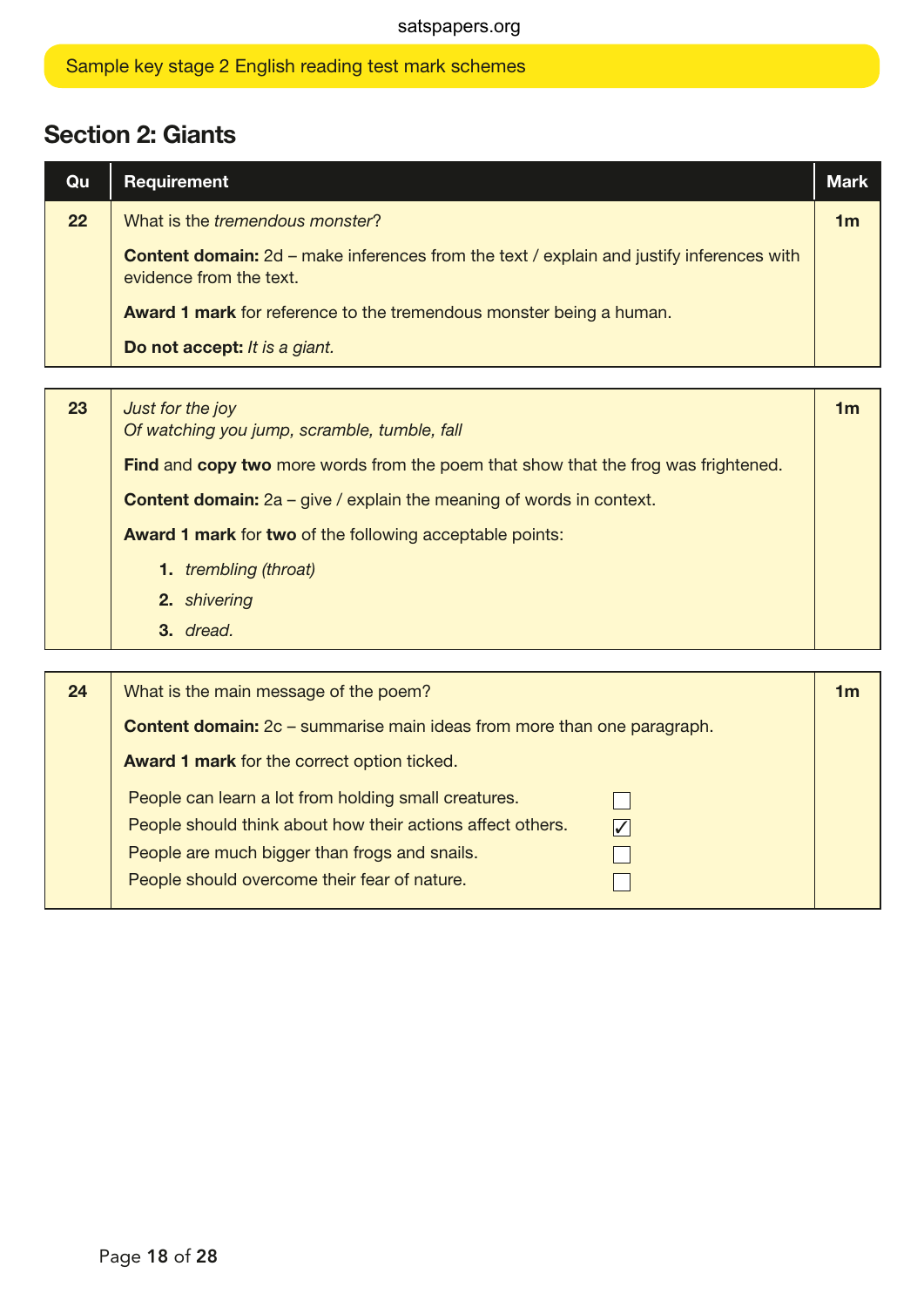## Section 2: Giants

| Qu | Requirement | Mark |
|---|---|---|
| 22 | What is the *tremendous monster*?<br><br>**Content domain:** 2d – make inferences from the text / explain and justify inferences with evidence from the text.<br><br>**Award 1 mark** for reference to the tremendous monster being a human.<br><br>**Do not accept:** *It is a giant.* | 1m |

| Qu | Requirement | Mark |
|---|---|---|
| 23 | *Just for the joy*<br>*Of watching you jump, scramble, tumble, fall*<br><br>**Find** and **copy two** more words from the poem that show that the frog was frightened.<br><br>**Content domain:** 2a – give / explain the meaning of words in context.<br><br>**Award 1 mark** for **two** of the following acceptable points:<br><br>**1.** *trembling (throat)*<br>**2.** *shivering*<br>**3.** *dread.* | 1m |

| Qu | Requirement | Mark |
|---|---|---|
| 24 | What is the main message of the poem?<br><br>**Content domain:** 2c – summarise main ideas from more than one paragraph.<br><br>**Award 1 mark** for the correct option ticked.<br><br>People can learn a lot from holding small creatures. ☐<br>People should think about how their actions affect others. ☑<br>People are much bigger than frogs and snails. ☐<br>People should overcome their fear of nature. ☐ | 1m |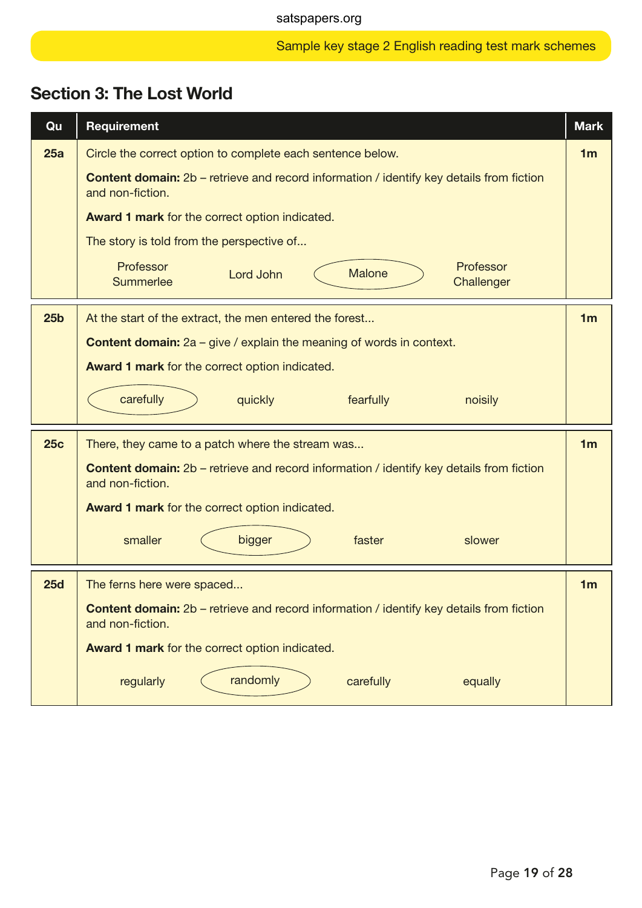## Section 3: The Lost World

| Qu | Requirement | Mark |
|---|---|---|
| 25a | Circle the correct option to complete each sentence below.<br><br>**Content domain:** 2b – retrieve and record information / identify key details from fiction and non-fiction.<br><br>**Award 1 mark** for the correct option indicated.<br><br>The story is told from the perspective of...<br><br>Professor Summerlee / Lord John / (Malone) / Professor Challenger | 1m |
| 25b | At the start of the extract, the men entered the forest...<br><br>**Content domain:** 2a – give / explain the meaning of words in context.<br><br>**Award 1 mark** for the correct option indicated.<br><br>(carefully) / quickly / fearfully / noisily | 1m |
| 25c | There, they came to a patch where the stream was...<br><br>**Content domain:** 2b – retrieve and record information / identify key details from fiction and non-fiction.<br><br>**Award 1 mark** for the correct option indicated.<br><br>smaller / (bigger) / faster / slower | 1m |
| 25d | The ferns here were spaced...<br><br>**Content domain:** 2b – retrieve and record information / identify key details from fiction and non-fiction.<br><br>**Award 1 mark** for the correct option indicated.<br><br>regularly / (randomly) / carefully / equally | 1m |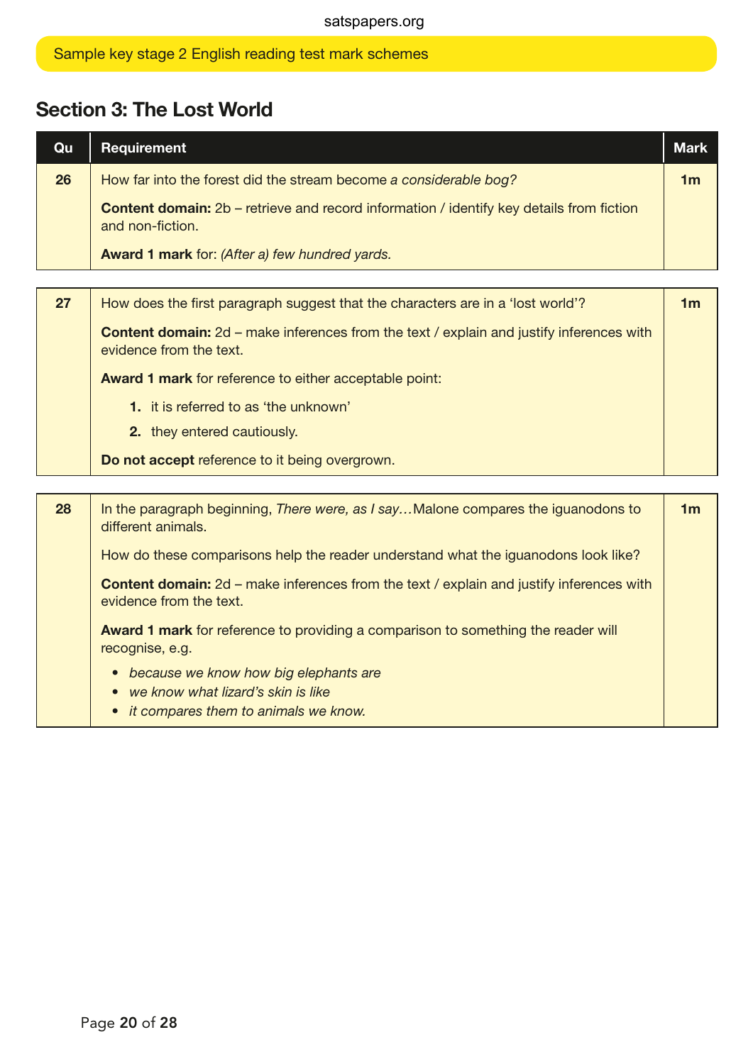## Section 3: The Lost World

| Qu | Requirement | Mark |
|---|---|---|
| 26 | How far into the forest did the stream become *a considerable bog?*<br><br>**Content domain:** 2b – retrieve and record information / identify key details from fiction and non-fiction.<br><br>**Award 1 mark** for: *(After a) few hundred yards.* | 1m |
| 27 | How does the first paragraph suggest that the characters are in a 'lost world'?<br><br>**Content domain:** 2d – make inferences from the text / explain and justify inferences with evidence from the text.<br><br>**Award 1 mark** for reference to either acceptable point:<br>1. it is referred to as 'the unknown'<br>2. they entered cautiously.<br><br>**Do not accept** reference to it being overgrown. | 1m |
| 28 | In the paragraph beginning, *There were, as I say…* Malone compares the iguanodons to different animals.<br><br>How do these comparisons help the reader understand what the iguanodons look like?<br><br>**Content domain:** 2d – make inferences from the text / explain and justify inferences with evidence from the text.<br><br>**Award 1 mark** for reference to providing a comparison to something the reader will recognise, e.g.<br>• *because we know how big elephants are*<br>• *we know what lizard's skin is like*<br>• *it compares them to animals we know.* | 1m |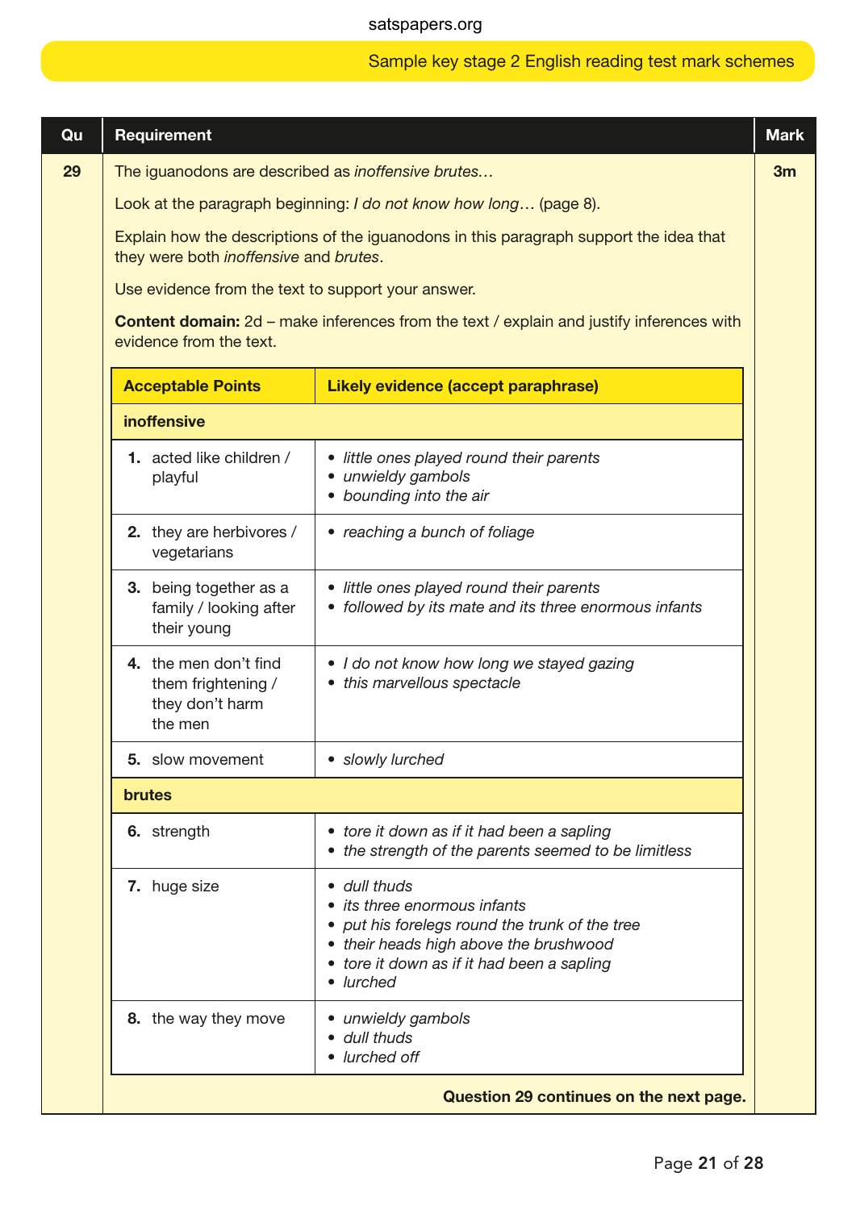| Qu | Requirement | Mark |
|---|---|---|
| 29 | The iguanodons are described as *inoffensive brutes…* | 3m |

Look at the paragraph beginning: *I do not know how long…* (page 8).

Explain how the descriptions of the iguanodons in this paragraph support the idea that they were both *inoffensive* and *brutes*.

Use evidence from the text to support your answer.

**Content domain:** 2d – make inferences from the text / explain and justify inferences with evidence from the text.

| Acceptable Points | Likely evidence (accept paraphrase) |
|---|---|
| **inoffensive** | |
| **1.** acted like children / playful | • *little ones played round their parents*<br>• *unwieldy gambols*<br>• *bounding into the air* |
| **2.** they are herbivores / vegetarians | • *reaching a bunch of foliage* |
| **3.** being together as a family / looking after their young | • *little ones played round their parents*<br>• *followed by its mate and its three enormous infants* |
| **4.** the men don't find them frightening / they don't harm the men | • *I do not know how long we stayed gazing*<br>• *this marvellous spectacle* |
| **5.** slow movement | • *slowly lurched* |
| **brutes** | |
| **6.** strength | • *tore it down as if it had been a sapling*<br>• *the strength of the parents seemed to be limitless* |
| **7.** huge size | • *dull thuds*<br>• *its three enormous infants*<br>• *put his forelegs round the trunk of the tree*<br>• *their heads high above the brushwood*<br>• *tore it down as if it had been a sapling*<br>• *lurched* |
| **8.** the way they move | • *unwieldy gambols*<br>• *dull thuds*<br>• *lurched off* |

**Question 29 continues on the next page.**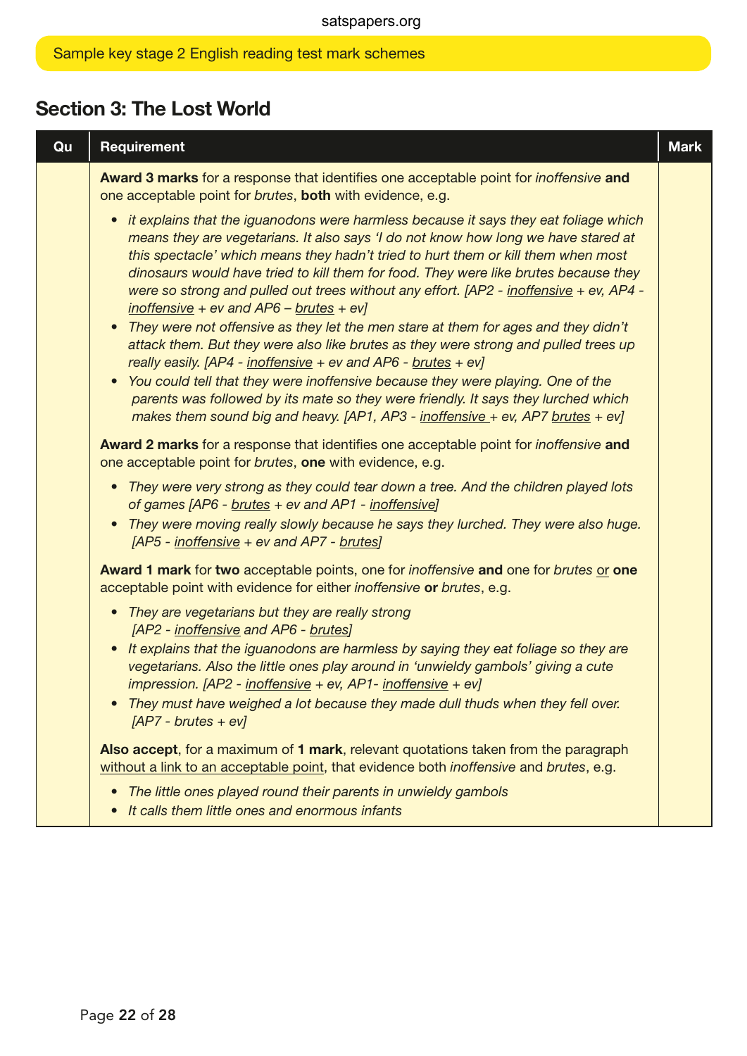## Section 3: The Lost World

| Qu | Requirement | Mark |
| --- | --- | --- |
| | **Award 3 marks** for a response that identifies one acceptable point for *inoffensive* **and** one acceptable point for *brutes*, **both** with evidence, e.g.<br>• *it explains that the iguanodons were harmless because it says they eat foliage which means they are vegetarians. It also says 'I do not know how long we have stared at this spectacle' which means they hadn't tried to hurt them or kill them when most dinosaurs would have tried to kill them for food. They were like brutes because they were so strong and pulled out trees without any effort. [AP2 - inoffensive + ev, AP4 - inoffensive + ev and AP6 – brutes + ev]*<br>• *They were not offensive as they let the men stare at them for ages and they didn't attack them. But they were also like brutes as they were strong and pulled trees up really easily. [AP4 - inoffensive + ev and AP6 - brutes + ev]*<br>• *You could tell that they were inoffensive because they were playing. One of the parents was followed by its mate so they were friendly. It says they lurched which makes them sound big and heavy. [AP1, AP3 - inoffensive + ev, AP7 brutes + ev]*<br><br>**Award 2 marks** for a response that identifies one acceptable point for *inoffensive* **and** one acceptable point for *brutes*, **one** with evidence, e.g.<br>• *They were very strong as they could tear down a tree. And the children played lots of games [AP6 - brutes + ev and AP1 - inoffensive]*<br>• *They were moving really slowly because he says they lurched. They were also huge. [AP5 - inoffensive + ev and AP7 - brutes]*<br><br>**Award 1 mark** for **two** acceptable points, one for *inoffensive* **and** one for *brutes* or **one** acceptable point with evidence for either *inoffensive* **or** *brutes*, e.g.<br>• *They are vegetarians but they are really strong [AP2 - inoffensive and AP6 - brutes]*<br>• *It explains that the iguanodons are harmless by saying they eat foliage so they are vegetarians. Also the little ones play around in 'unwieldy gambols' giving a cute impression. [AP2 - inoffensive + ev, AP1- inoffensive + ev]*<br>• *They must have weighed a lot because they made dull thuds when they fell over. [AP7 - brutes + ev]*<br><br>**Also accept**, for a maximum of **1 mark**, relevant quotations taken from the paragraph without a link to an acceptable point, that evidence both *inoffensive* and *brutes*, e.g.<br>• *The little ones played round their parents in unwieldy gambols*<br>• *It calls them little ones and enormous infants* | |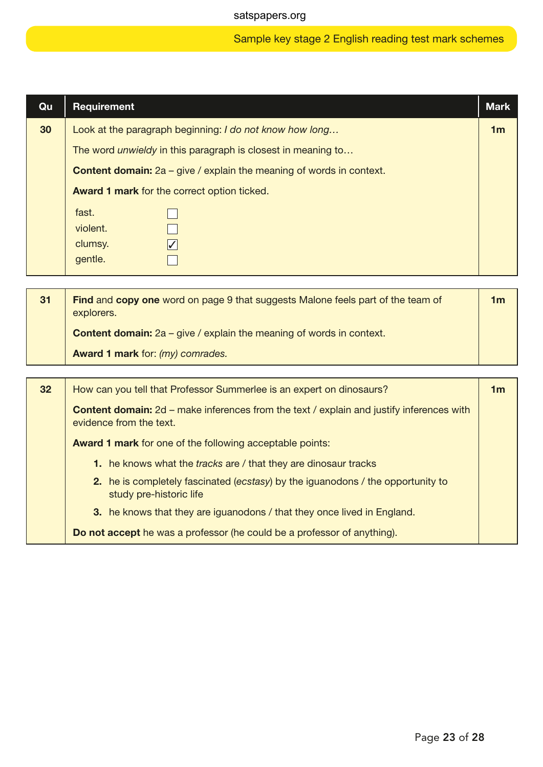| Qu | Requirement | Mark |
|---|---|---|
| 30 | Look at the paragraph beginning: *I do not know how long…*<br><br>The word *unwieldy* in this paragraph is closest in meaning to…<br><br>**Content domain:** 2a – give / explain the meaning of words in context.<br><br>**Award 1 mark** for the correct option ticked.<br><br>fast. ☐<br>violent. ☐<br>clumsy. ☑<br>gentle. ☐ | 1m |

| Qu | Requirement | Mark |
|---|---|---|
| 31 | **Find** and **copy one** word on page 9 that suggests Malone feels part of the team of explorers.<br><br>**Content domain:** 2a – give / explain the meaning of words in context.<br><br>**Award 1 mark** for: *(my) comrades.* | 1m |

| Qu | Requirement | Mark |
|---|---|---|
| 32 | How can you tell that Professor Summerlee is an expert on dinosaurs?<br><br>**Content domain:** 2d – make inferences from the text / explain and justify inferences with evidence from the text.<br><br>**Award 1 mark** for one of the following acceptable points:<br><br>**1.** he knows what the *tracks* are / that they are dinosaur tracks<br>**2.** he is completely fascinated (*ecstasy*) by the iguanodons / the opportunity to study pre-historic life<br>**3.** he knows that they are iguanodons / that they once lived in England.<br><br>**Do not accept** he was a professor (he could be a professor of anything). | 1m |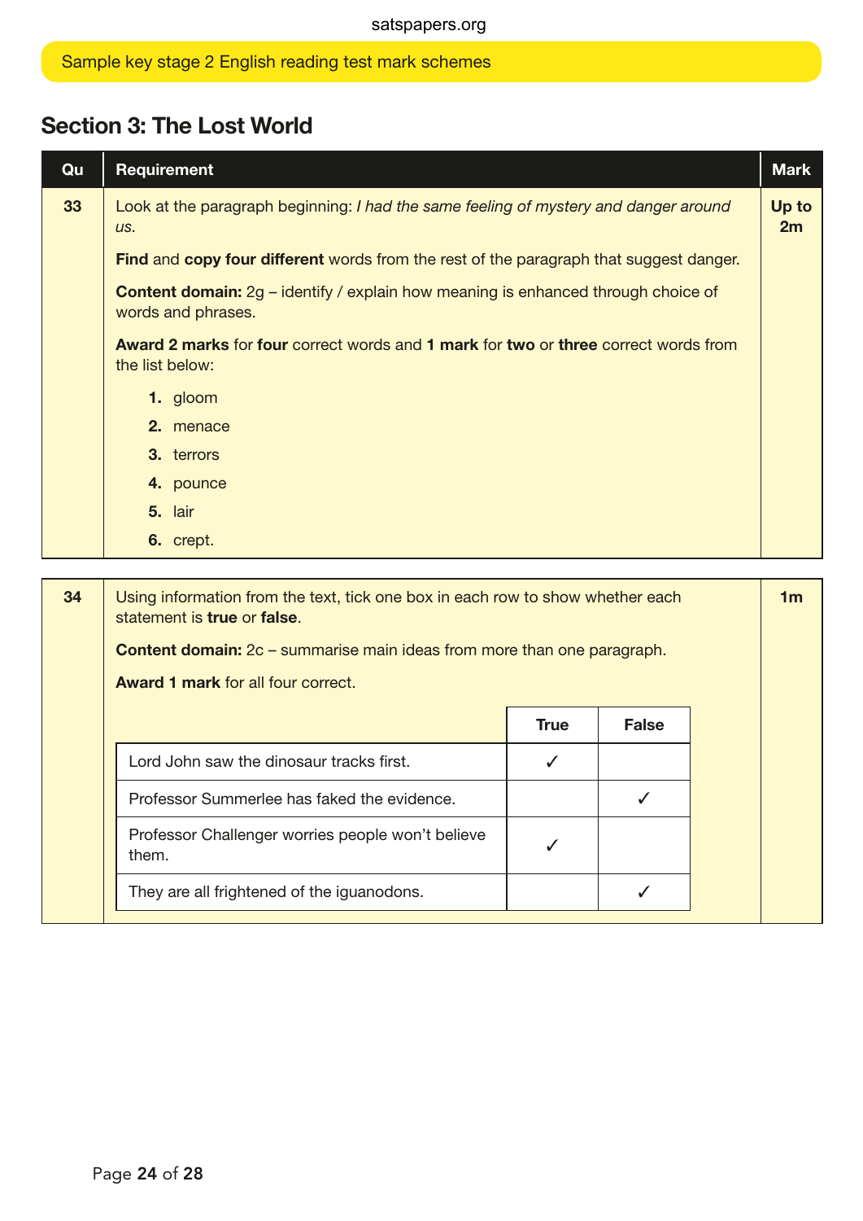Sample key stage 2 English reading test mark schemes

## Section 3: The Lost World

| Qu | Requirement | Mark |
|---|---|---|
| 33 | Look at the paragraph beginning: *I had the same feeling of mystery and danger around us.*<br><br>**Find** and **copy four different** words from the rest of the paragraph that suggest danger.<br><br>**Content domain:** 2g – identify / explain how meaning is enhanced through choice of words and phrases.<br><br>**Award 2 marks** for **four** correct words and **1 mark** for **two** or **three** correct words from the list below:<br><br>**1.** gloom<br>**2.** menace<br>**3.** terrors<br>**4.** pounce<br>**5.** lair<br>**6.** crept. | **Up to 2m** |

| Qu | Requirement | Mark |
|---|---|---|
| 34 | Using information from the text, tick one box in each row to show whether each statement is **true** or **false**.<br><br>**Content domain:** 2c – summarise main ideas from more than one paragraph.<br><br>**Award 1 mark** for all four correct. | **1m** |

| | True | False |
|---|---|---|
| Lord John saw the dinosaur tracks first. | ✓ | |
| Professor Summerlee has faked the evidence. | | ✓ |
| Professor Challenger worries people won't believe them. | ✓ | |
| They are all frightened of the iguanodons. | | ✓ |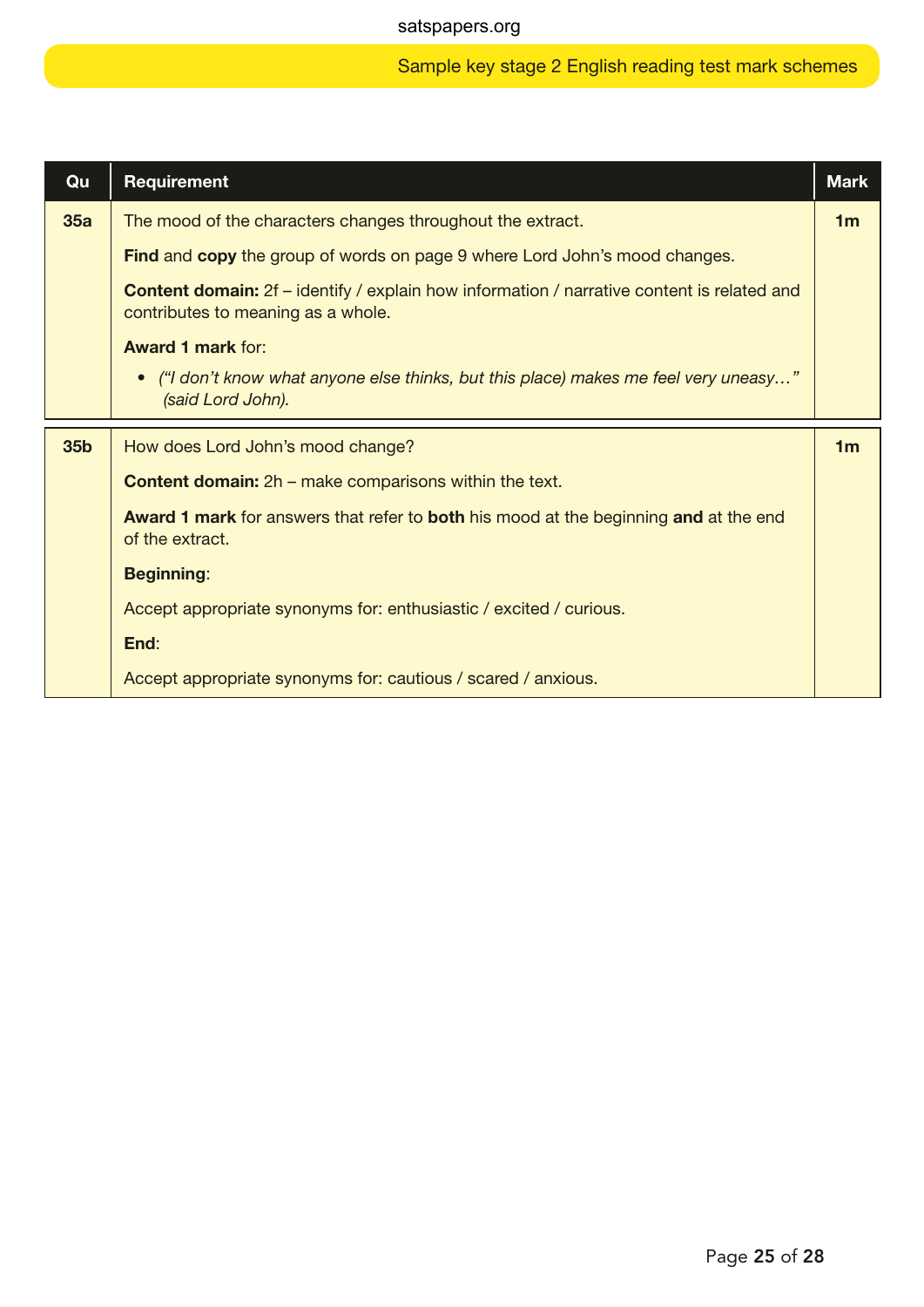| Qu | Requirement | Mark |
|---|---|---|
| **35a** | The mood of the characters changes throughout the extract.<br><br>**Find** and **copy** the group of words on page 9 where Lord John's mood changes.<br><br>**Content domain:** 2f – identify / explain how information / narrative content is related and contributes to meaning as a whole.<br><br>**Award 1 mark** for:<br><br>• *("I don't know what anyone else thinks, but this place) makes me feel very uneasy…" (said Lord John).* | **1m** |
| **35b** | How does Lord John's mood change?<br><br>**Content domain:** 2h – make comparisons within the text.<br><br>**Award 1 mark** for answers that refer to **both** his mood at the beginning **and** at the end of the extract.<br><br>**Beginning**:<br><br>Accept appropriate synonyms for: enthusiastic / excited / curious.<br><br>**End**:<br><br>Accept appropriate synonyms for: cautious / scared / anxious. | **1m** |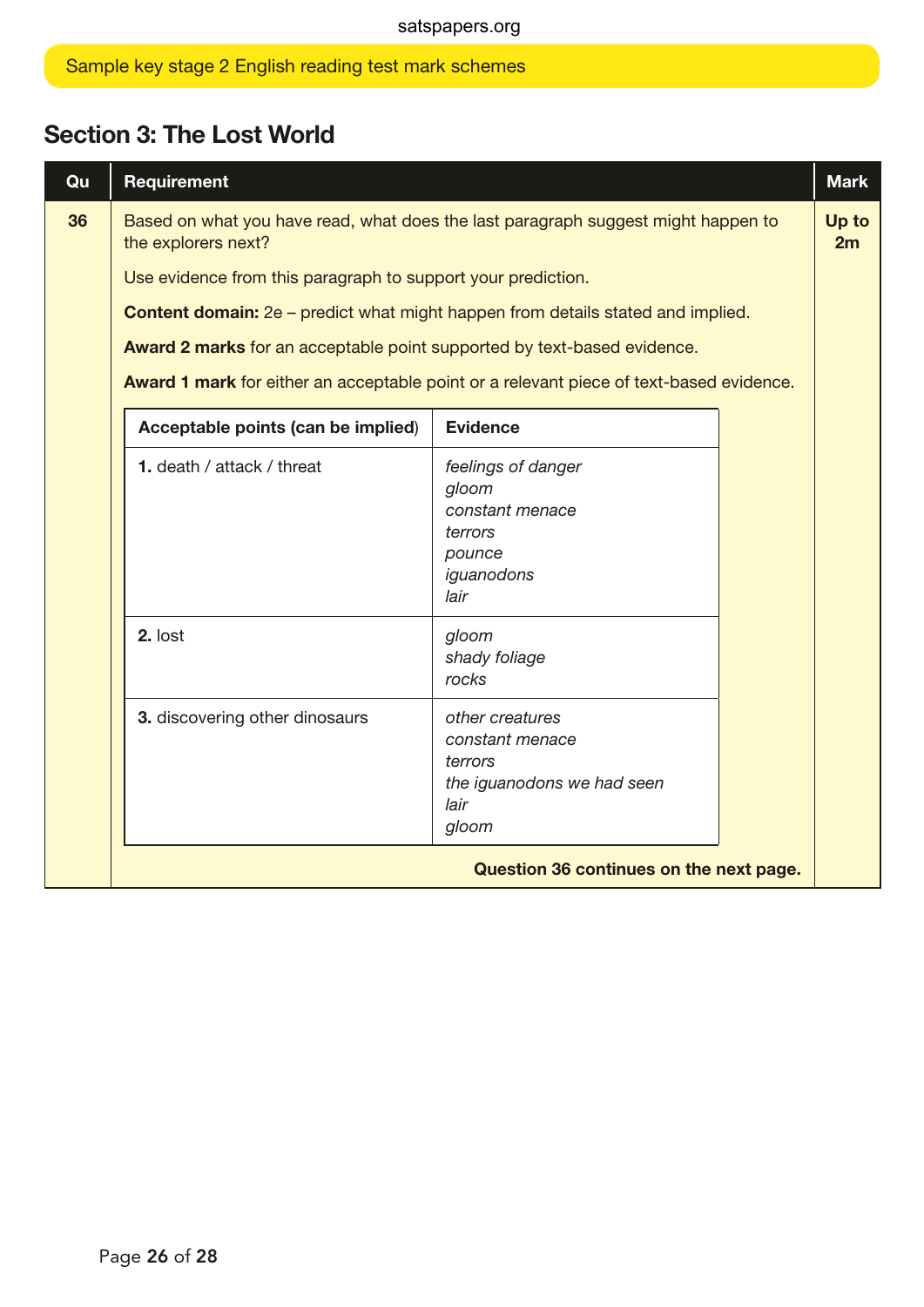## Section 3: The Lost World

| Qu | Requirement | Mark |
|---|---|---|
| 36 | Based on what you have read, what does the last paragraph suggest might happen to the explorers next?<br><br>Use evidence from this paragraph to support your prediction.<br><br>**Content domain:** 2e – predict what might happen from details stated and implied.<br><br>**Award 2 marks** for an acceptable point supported by text-based evidence.<br><br>**Award 1 mark** for either an acceptable point or a relevant piece of text-based evidence. | **Up to 2m** |

| Acceptable points (can be implied) | Evidence |
|---|---|
| **1.** death / attack / threat | *feelings of danger*<br>*gloom*<br>*constant menace*<br>*terrors*<br>*pounce*<br>*iguanodons*<br>*lair* |
| **2.** lost | *gloom*<br>*shady foliage*<br>*rocks* |
| **3.** discovering other dinosaurs | *other creatures*<br>*constant menace*<br>*terrors*<br>*the iguanodons we had seen*<br>*lair*<br>*gloom* |

**Question 36 continues on the next page.**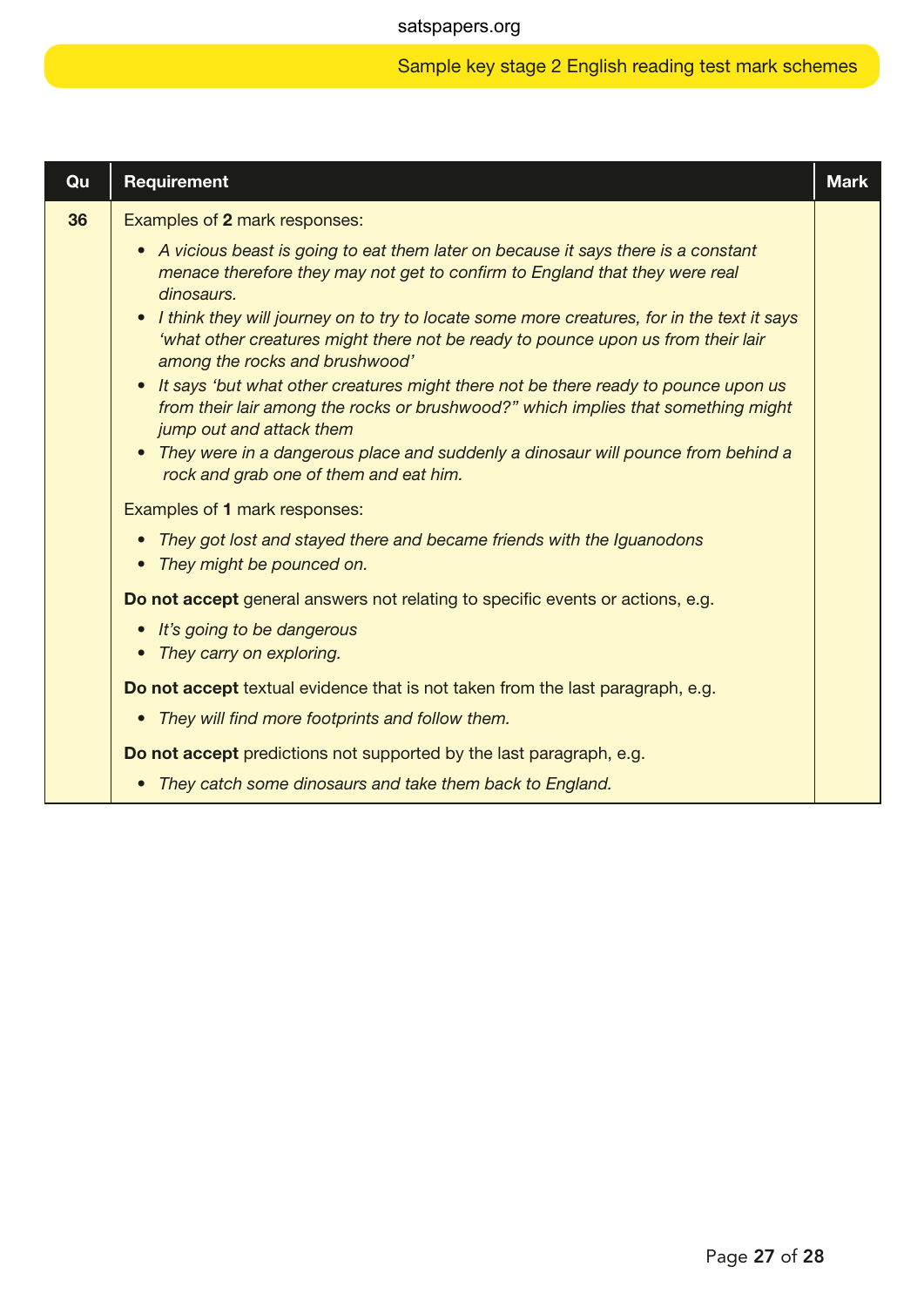| Qu | Requirement | Mark |
|---|---|---|
| 36 | Examples of **2** mark responses:<br>• *A vicious beast is going to eat them later on because it says there is a constant menace therefore they may not get to confirm to England that they were real dinosaurs.*<br>• *I think they will journey on to try to locate some more creatures, for in the text it says 'what other creatures might there not be ready to pounce upon us from their lair among the rocks and brushwood'*<br>• *It says 'but what other creatures might there not be there ready to pounce upon us from their lair among the rocks or brushwood?" which implies that something might jump out and attack them*<br>• *They were in a dangerous place and suddenly a dinosaur will pounce from behind a rock and grab one of them and eat him.*<br><br>Examples of **1** mark responses:<br>• *They got lost and stayed there and became friends with the Iguanodons*<br>• *They might be pounced on.*<br><br>**Do not accept** general answers not relating to specific events or actions, e.g.<br>• *It's going to be dangerous*<br>• *They carry on exploring.*<br><br>**Do not accept** textual evidence that is not taken from the last paragraph, e.g.<br>• *They will find more footprints and follow them.*<br><br>**Do not accept** predictions not supported by the last paragraph, e.g.<br>• *They catch some dinosaurs and take them back to England.* | |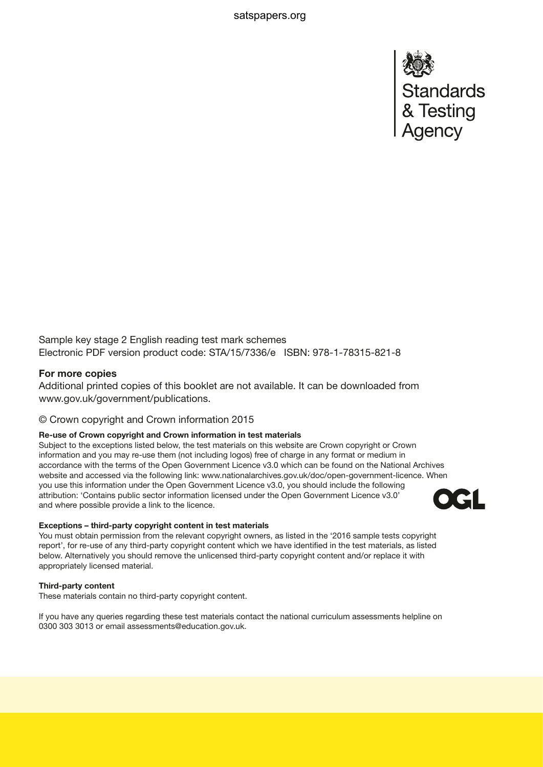Standards & Testing Agency

Sample key stage 2 English reading test mark schemes
Electronic PDF version product code: STA/15/7336/e ISBN: 978-1-78315-821-8

**For more copies**

Additional printed copies of this booklet are not available. It can be downloaded from www.gov.uk/government/publications.

© Crown copyright and Crown information 2015

**Re-use of Crown copyright and Crown information in test materials**

Subject to the exceptions listed below, the test materials on this website are Crown copyright or Crown information and you may re-use them (not including logos) free of charge in any format or medium in accordance with the terms of the Open Government Licence v3.0 which can be found on the National Archives website and accessed via the following link: www.nationalarchives.gov.uk/doc/open-government-licence. When you use this information under the Open Government Licence v3.0, you should include the following attribution: 'Contains public sector information licensed under the Open Government Licence v3.0' and where possible provide a link to the licence.

**Exceptions – third-party copyright content in test materials**

You must obtain permission from the relevant copyright owners, as listed in the '2016 sample tests copyright report', for re-use of any third-party copyright content which we have identified in the test materials, as listed below. Alternatively you should remove the unlicensed third-party copyright content and/or replace it with appropriately licensed material.

**Third-party content**

These materials contain no third-party copyright content.

If you have any queries regarding these test materials contact the national curriculum assessments helpline on 0300 303 3013 or email assessments@education.gov.uk.